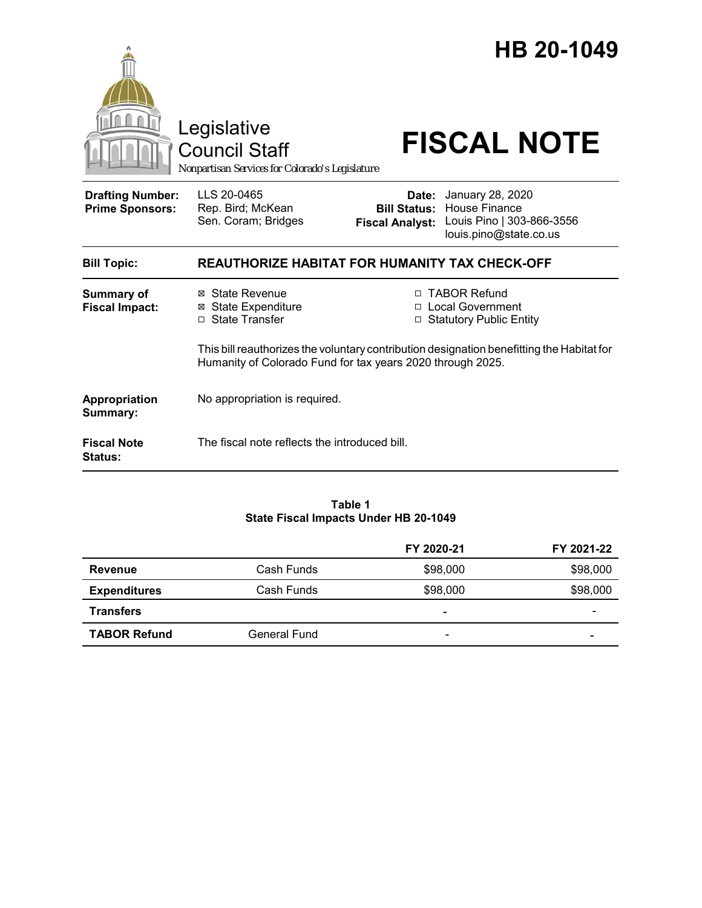# HB 20-1049

Legislative Council Staff

*Nonpartisan Services for Colorado's Legislature*

# FISCAL NOTE

| | | | |
|---|---|---|---|
| **Drafting Number:** | LLS 20-0465 | **Date:** | January 28, 2020 |
| **Prime Sponsors:** | Rep. Bird; McKean<br>Sen. Coram; Bridges | **Bill Status:** | House Finance |
| | | **Fiscal Analyst:** | Louis Pino \| 303-866-3556<br>louis.pino@state.co.us |

**Bill Topic:** **REAUTHORIZE HABITAT FOR HUMANITY TAX CHECK-OFF**

**Summary of Fiscal Impact:**

- ☒ State Revenue
- ☒ State Expenditure
- ☐ State Transfer
- ☐ TABOR Refund
- ☐ Local Government
- ☐ Statutory Public Entity

This bill reauthorizes the voluntary contribution designation benefitting the Habitat for Humanity of Colorado Fund for tax years 2020 through 2025.

**Appropriation Summary:** No appropriation is required.

**Fiscal Note Status:** The fiscal note reflects the introduced bill.

**Table 1**
**State Fiscal Impacts Under HB 20-1049**

| | | FY 2020-21 | FY 2021-22 |
|---|---|---|---|
| **Revenue** | Cash Funds | $98,000 | $98,000 |
| **Expenditures** | Cash Funds | $98,000 | $98,000 |
| **Transfers** | | - | - |
| **TABOR Refund** | General Fund | - | - |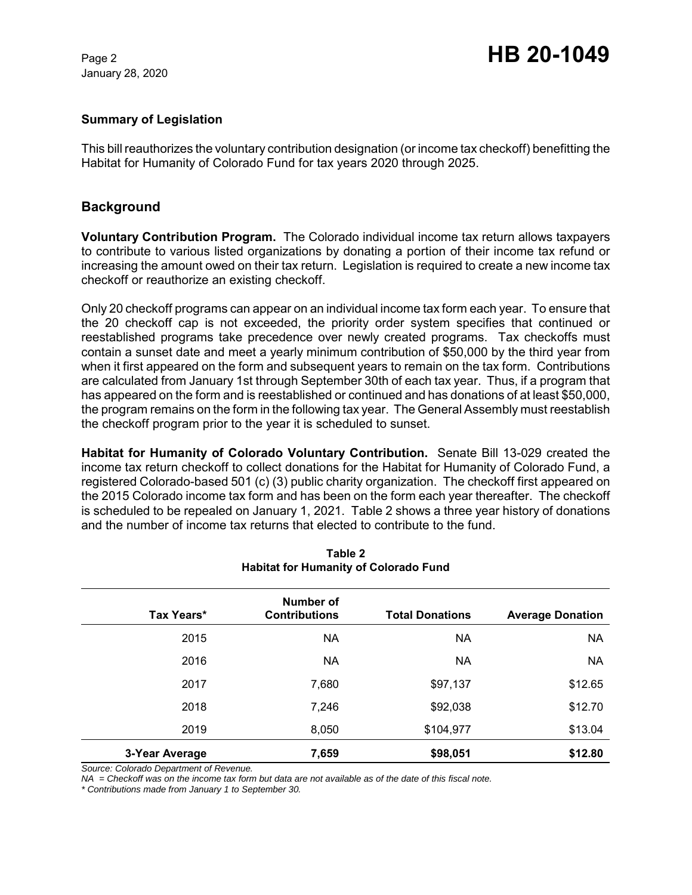## Summary of Legislation

This bill reauthorizes the voluntary contribution designation (or income tax checkoff) benefitting the Habitat for Humanity of Colorado Fund for tax years 2020 through 2025.

## Background

**Voluntary Contribution Program.** The Colorado individual income tax return allows taxpayers to contribute to various listed organizations by donating a portion of their income tax refund or increasing the amount owed on their tax return. Legislation is required to create a new income tax checkoff or reauthorize an existing checkoff.

Only 20 checkoff programs can appear on an individual income tax form each year. To ensure that the 20 checkoff cap is not exceeded, the priority order system specifies that continued or reestablished programs take precedence over newly created programs. Tax checkoffs must contain a sunset date and meet a yearly minimum contribution of $50,000 by the third year from when it first appeared on the form and subsequent years to remain on the tax form. Contributions are calculated from January 1st through September 30th of each tax year. Thus, if a program that has appeared on the form and is reestablished or continued and has donations of at least $50,000, the program remains on the form in the following tax year. The General Assembly must reestablish the checkoff program prior to the year it is scheduled to sunset.

**Habitat for Humanity of Colorado Voluntary Contribution.** Senate Bill 13-029 created the income tax return checkoff to collect donations for the Habitat for Humanity of Colorado Fund, a registered Colorado-based 501 (c) (3) public charity organization. The checkoff first appeared on the 2015 Colorado income tax form and has been on the form each year thereafter. The checkoff is scheduled to be repealed on January 1, 2021. Table 2 shows a three year history of donations and the number of income tax returns that elected to contribute to the fund.

**Table 2**
**Habitat for Humanity of Colorado Fund**

| Tax Years* | Number of Contributions | Total Donations | Average Donation |
|---|---|---|---|
| 2015 | NA | NA | NA |
| 2016 | NA | NA | NA |
| 2017 | 7,680 | $97,137 | $12.65 |
| 2018 | 7,246 | $92,038 | $12.70 |
| 2019 | 8,050 | $104,977 | $13.04 |
| **3-Year Average** | **7,659** | **$98,051** | **$12.80** |

*Source: Colorado Department of Revenue.*
*NA = Checkoff was on the income tax form but data are not available as of the date of this fiscal note.*
*\* Contributions made from January 1 to September 30.*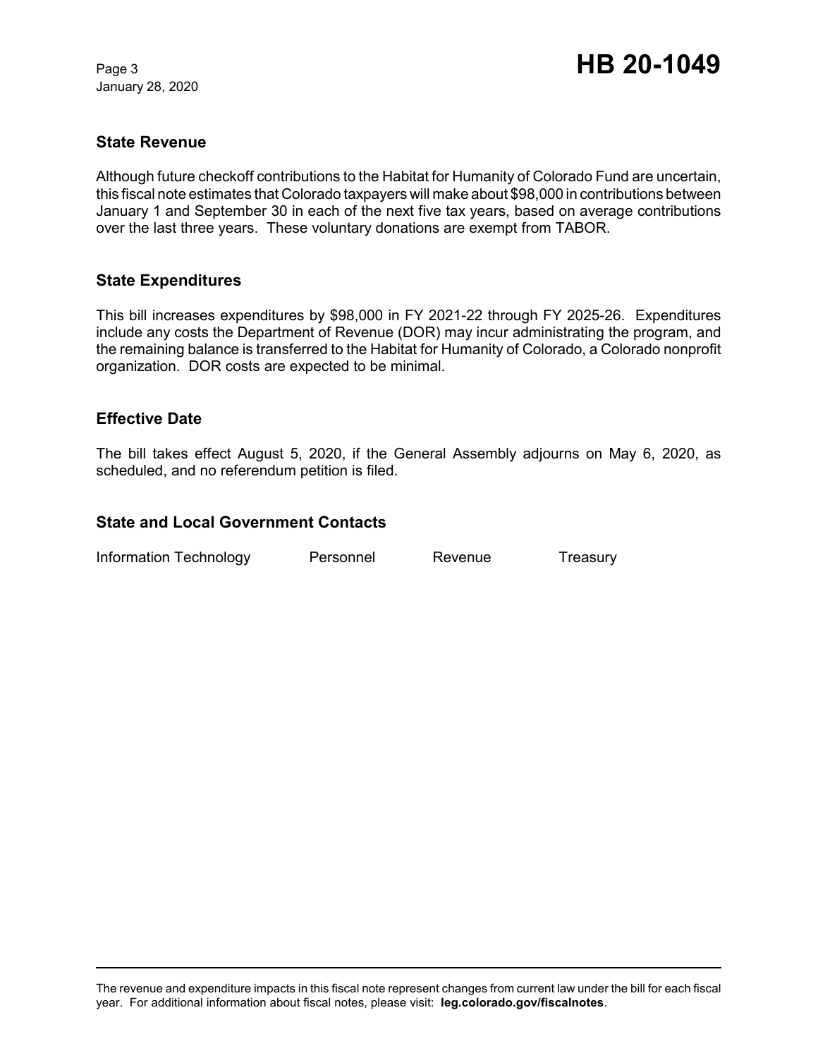## State Revenue

Although future checkoff contributions to the Habitat for Humanity of Colorado Fund are uncertain, this fiscal note estimates that Colorado taxpayers will make about $98,000 in contributions between January 1 and September 30 in each of the next five tax years, based on average contributions over the last three years. These voluntary donations are exempt from TABOR.

## State Expenditures

This bill increases expenditures by $98,000 in FY 2021-22 through FY 2025-26. Expenditures include any costs the Department of Revenue (DOR) may incur administrating the program, and the remaining balance is transferred to the Habitat for Humanity of Colorado, a Colorado nonprofit organization. DOR costs are expected to be minimal.

## Effective Date

The bill takes effect August 5, 2020, if the General Assembly adjourns on May 6, 2020, as scheduled, and no referendum petition is filed.

## State and Local Government Contacts

Information Technology    Personnel    Revenue    Treasury

The revenue and expenditure impacts in this fiscal note represent changes from current law under the bill for each fiscal year. For additional information about fiscal notes, please visit: **leg.colorado.gov/fiscalnotes**.